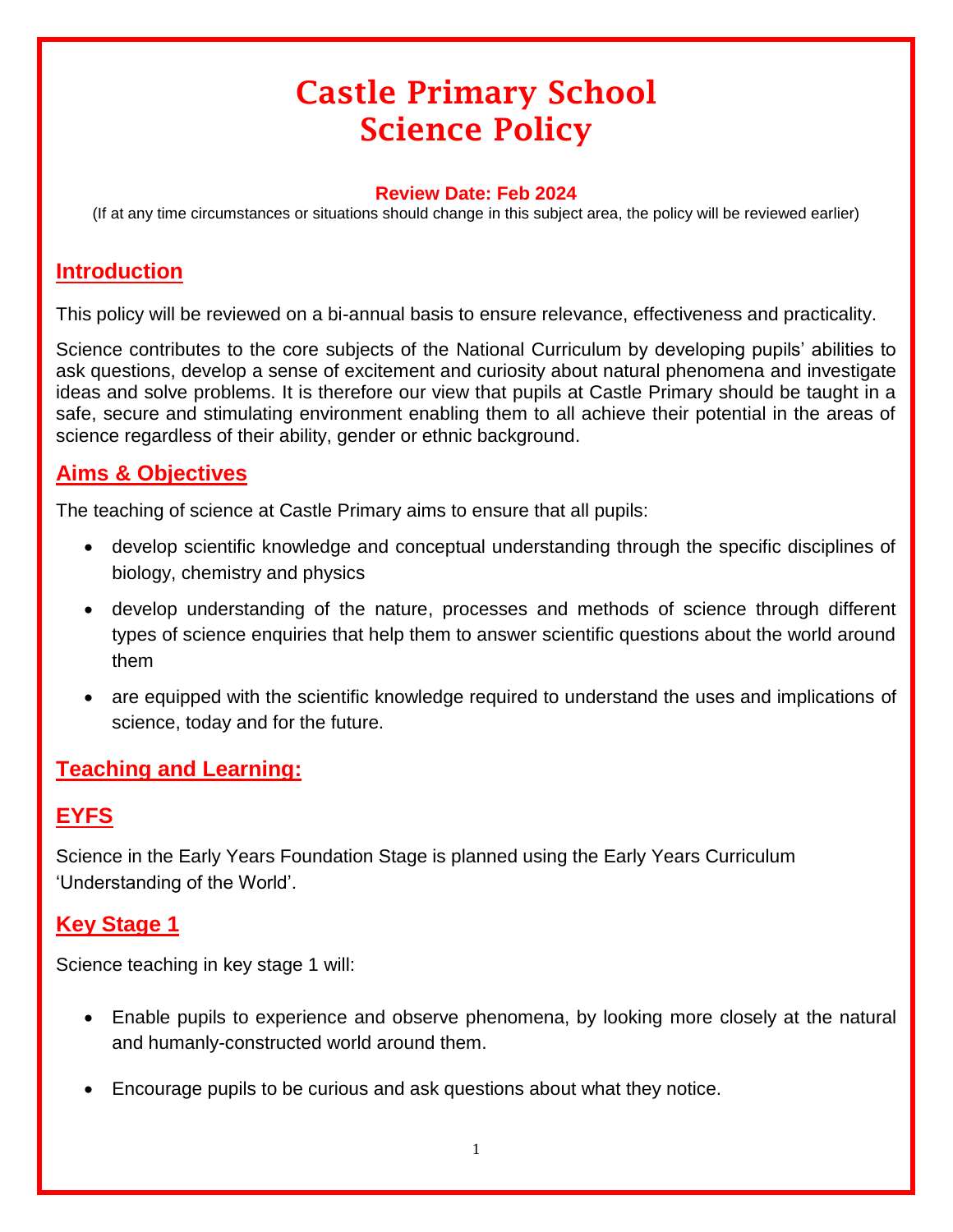# Castle Primary School
# Science Policy

**Review Date: Feb 2024**

(If at any time circumstances or situations should change in this subject area, the policy will be reviewed earlier)

## Introduction

This policy will be reviewed on a bi-annual basis to ensure relevance, effectiveness and practicality.

Science contributes to the core subjects of the National Curriculum by developing pupils' abilities to ask questions, develop a sense of excitement and curiosity about natural phenomena and investigate ideas and solve problems. It is therefore our view that pupils at Castle Primary should be taught in a safe, secure and stimulating environment enabling them to all achieve their potential in the areas of science regardless of their ability, gender or ethnic background.

## Aims & Objectives

The teaching of science at Castle Primary aims to ensure that all pupils:

- develop scientific knowledge and conceptual understanding through the specific disciplines of biology, chemistry and physics
- develop understanding of the nature, processes and methods of science through different types of science enquiries that help them to answer scientific questions about the world around them
- are equipped with the scientific knowledge required to understand the uses and implications of science, today and for the future.

## Teaching and Learning:

## EYFS

Science in the Early Years Foundation Stage is planned using the Early Years Curriculum 'Understanding of the World'.

## Key Stage 1

Science teaching in key stage 1 will:

- Enable pupils to experience and observe phenomena, by looking more closely at the natural and humanly-constructed world around them.
- Encourage pupils to be curious and ask questions about what they notice.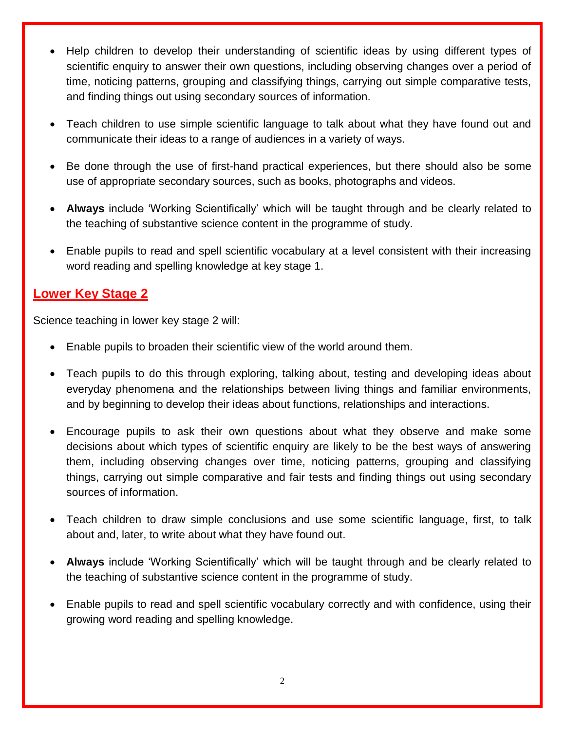- Help children to develop their understanding of scientific ideas by using different types of scientific enquiry to answer their own questions, including observing changes over a period of time, noticing patterns, grouping and classifying things, carrying out simple comparative tests, and finding things out using secondary sources of information.

- Teach children to use simple scientific language to talk about what they have found out and communicate their ideas to a range of audiences in a variety of ways.

- Be done through the use of first-hand practical experiences, but there should also be some use of appropriate secondary sources, such as books, photographs and videos.

- **Always** include 'Working Scientifically' which will be taught through and be clearly related to the teaching of substantive science content in the programme of study.

- Enable pupils to read and spell scientific vocabulary at a level consistent with their increasing word reading and spelling knowledge at key stage 1.

## Lower Key Stage 2

Science teaching in lower key stage 2 will:

- Enable pupils to broaden their scientific view of the world around them.

- Teach pupils to do this through exploring, talking about, testing and developing ideas about everyday phenomena and the relationships between living things and familiar environments, and by beginning to develop their ideas about functions, relationships and interactions.

- Encourage pupils to ask their own questions about what they observe and make some decisions about which types of scientific enquiry are likely to be the best ways of answering them, including observing changes over time, noticing patterns, grouping and classifying things, carrying out simple comparative and fair tests and finding things out using secondary sources of information.

- Teach children to draw simple conclusions and use some scientific language, first, to talk about and, later, to write about what they have found out.

- **Always** include 'Working Scientifically' which will be taught through and be clearly related to the teaching of substantive science content in the programme of study.

- Enable pupils to read and spell scientific vocabulary correctly and with confidence, using their growing word reading and spelling knowledge.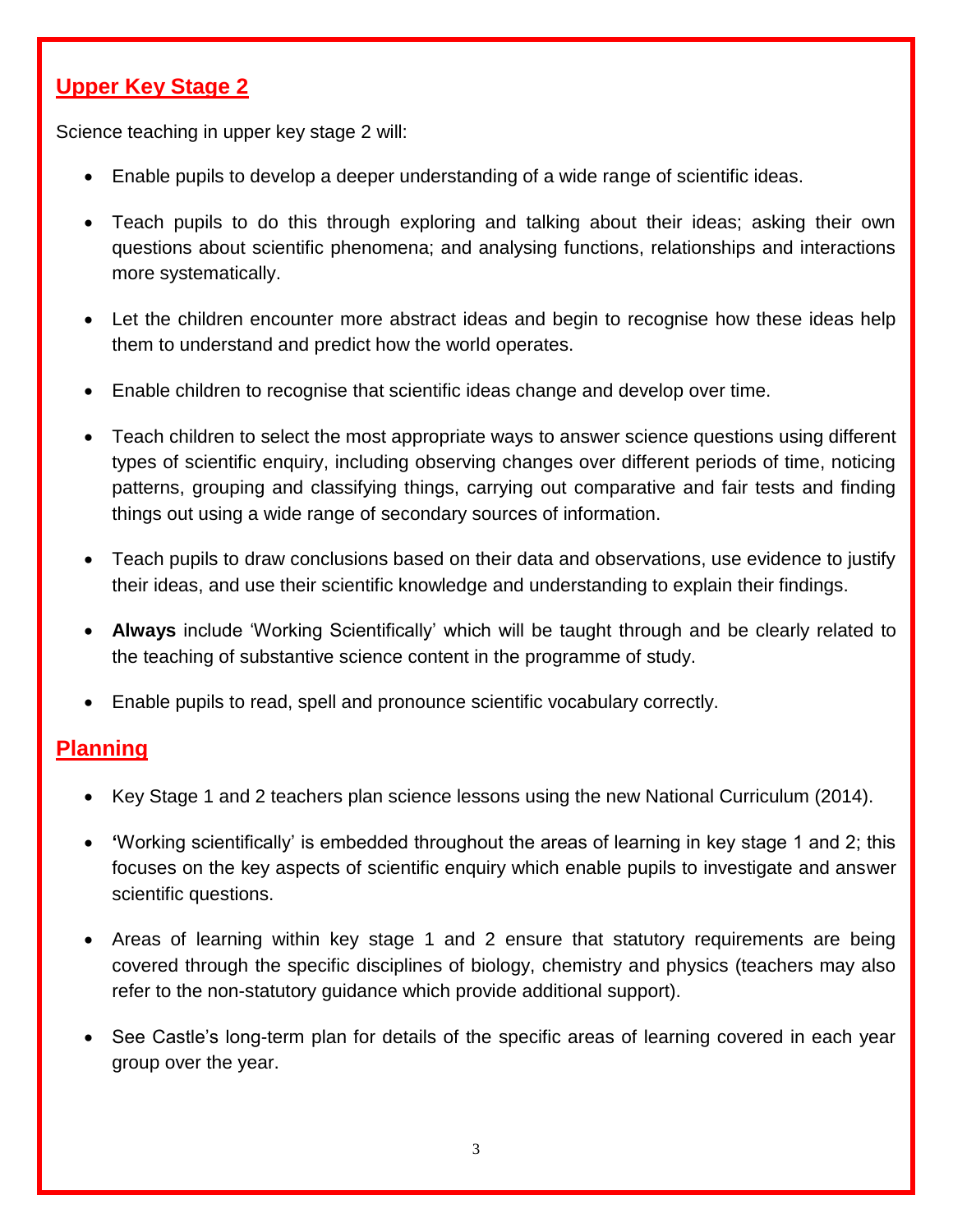## Upper Key Stage 2

Science teaching in upper key stage 2 will:

- Enable pupils to develop a deeper understanding of a wide range of scientific ideas.
- Teach pupils to do this through exploring and talking about their ideas; asking their own questions about scientific phenomena; and analysing functions, relationships and interactions more systematically.
- Let the children encounter more abstract ideas and begin to recognise how these ideas help them to understand and predict how the world operates.
- Enable children to recognise that scientific ideas change and develop over time.
- Teach children to select the most appropriate ways to answer science questions using different types of scientific enquiry, including observing changes over different periods of time, noticing patterns, grouping and classifying things, carrying out comparative and fair tests and finding things out using a wide range of secondary sources of information.
- Teach pupils to draw conclusions based on their data and observations, use evidence to justify their ideas, and use their scientific knowledge and understanding to explain their findings.
- **Always** include 'Working Scientifically' which will be taught through and be clearly related to the teaching of substantive science content in the programme of study.
- Enable pupils to read, spell and pronounce scientific vocabulary correctly.

## Planning

- Key Stage 1 and 2 teachers plan science lessons using the new National Curriculum (2014).
- 'Working scientifically' is embedded throughout the areas of learning in key stage 1 and 2; this focuses on the key aspects of scientific enquiry which enable pupils to investigate and answer scientific questions.
- Areas of learning within key stage 1 and 2 ensure that statutory requirements are being covered through the specific disciplines of biology, chemistry and physics (teachers may also refer to the non-statutory guidance which provide additional support).
- See Castle's long-term plan for details of the specific areas of learning covered in each year group over the year.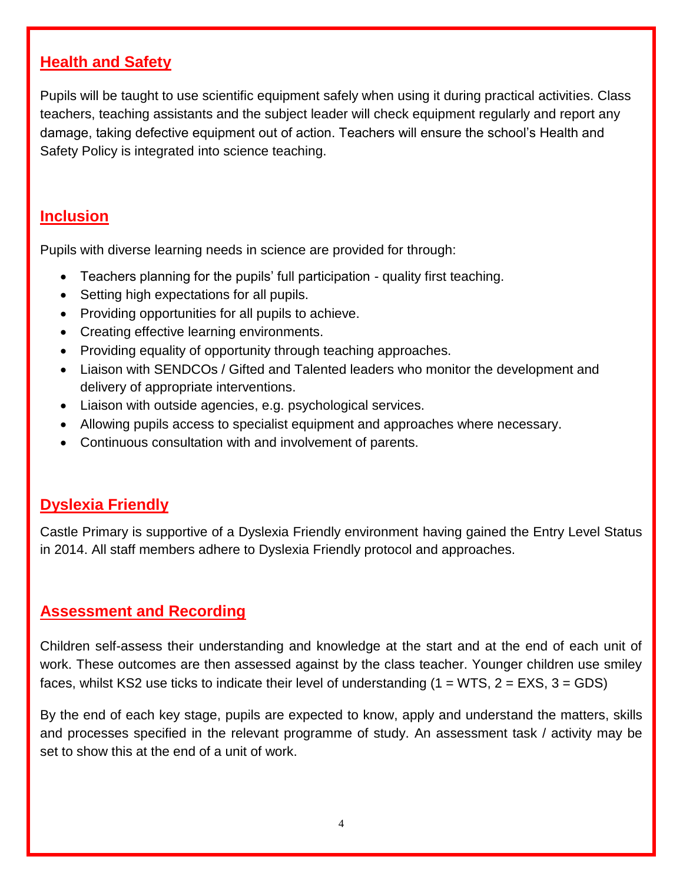## Health and Safety

Pupils will be taught to use scientific equipment safely when using it during practical activities. Class teachers, teaching assistants and the subject leader will check equipment regularly and report any damage, taking defective equipment out of action. Teachers will ensure the school's Health and Safety Policy is integrated into science teaching.

## Inclusion

Pupils with diverse learning needs in science are provided for through:

- Teachers planning for the pupils' full participation - quality first teaching.
- Setting high expectations for all pupils.
- Providing opportunities for all pupils to achieve.
- Creating effective learning environments.
- Providing equality of opportunity through teaching approaches.
- Liaison with SENDCOs / Gifted and Talented leaders who monitor the development and delivery of appropriate interventions.
- Liaison with outside agencies, e.g. psychological services.
- Allowing pupils access to specialist equipment and approaches where necessary.
- Continuous consultation with and involvement of parents.

## Dyslexia Friendly

Castle Primary is supportive of a Dyslexia Friendly environment having gained the Entry Level Status in 2014. All staff members adhere to Dyslexia Friendly protocol and approaches.

## Assessment and Recording

Children self-assess their understanding and knowledge at the start and at the end of each unit of work. These outcomes are then assessed against by the class teacher. Younger children use smiley faces, whilst KS2 use ticks to indicate their level of understanding (1 = WTS, 2 = EXS, 3 = GDS)

By the end of each key stage, pupils are expected to know, apply and understand the matters, skills and processes specified in the relevant programme of study. An assessment task / activity may be set to show this at the end of a unit of work.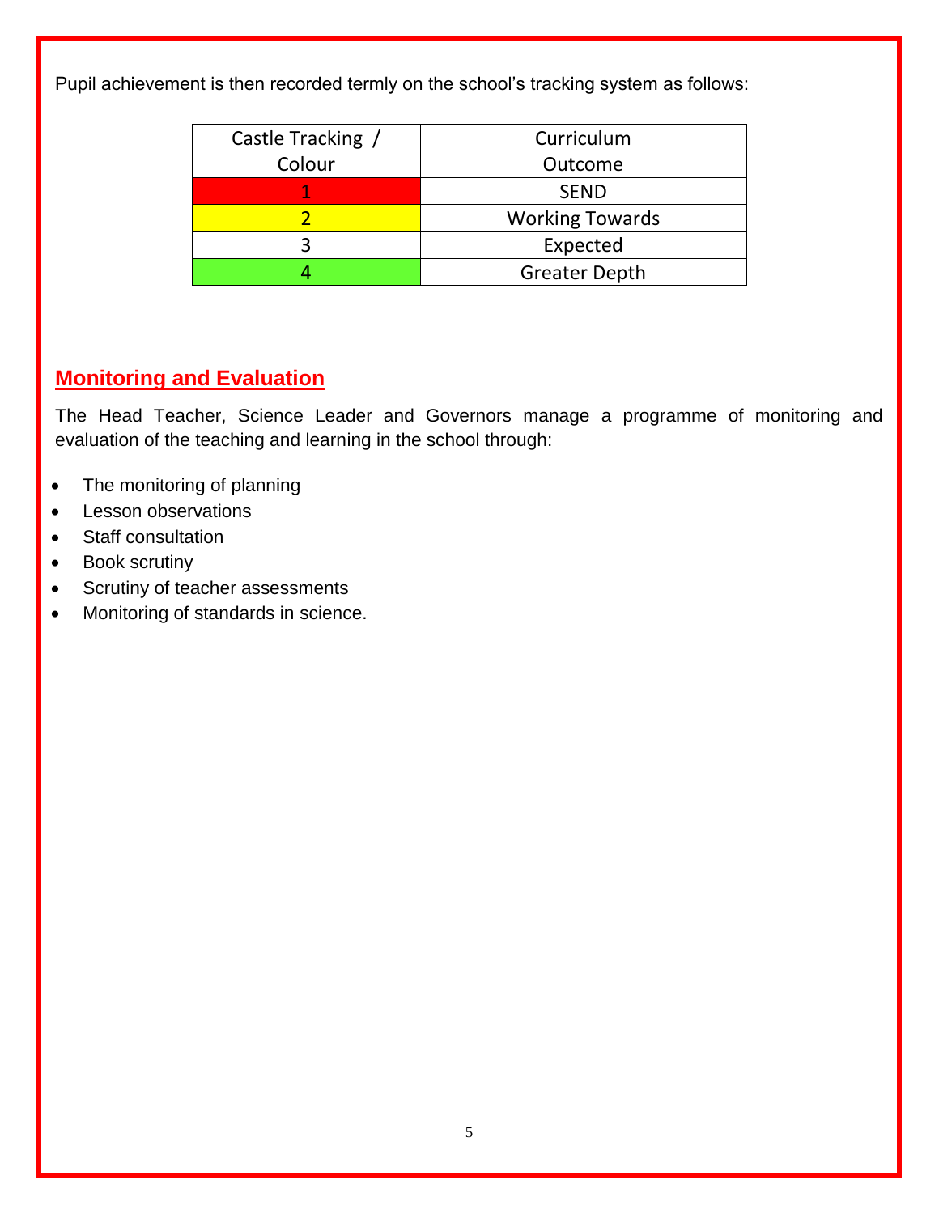Pupil achievement is then recorded termly on the school's tracking system as follows:

| Castle Tracking / Colour | Curriculum Outcome |
|---|---|
| 1 | SEND |
| 2 | Working Towards |
| 3 | Expected |
| 4 | Greater Depth |

## Monitoring and Evaluation

The Head Teacher, Science Leader and Governors manage a programme of monitoring and evaluation of the teaching and learning in the school through:

- The monitoring of planning
- Lesson observations
- Staff consultation
- Book scrutiny
- Scrutiny of teacher assessments
- Monitoring of standards in science.